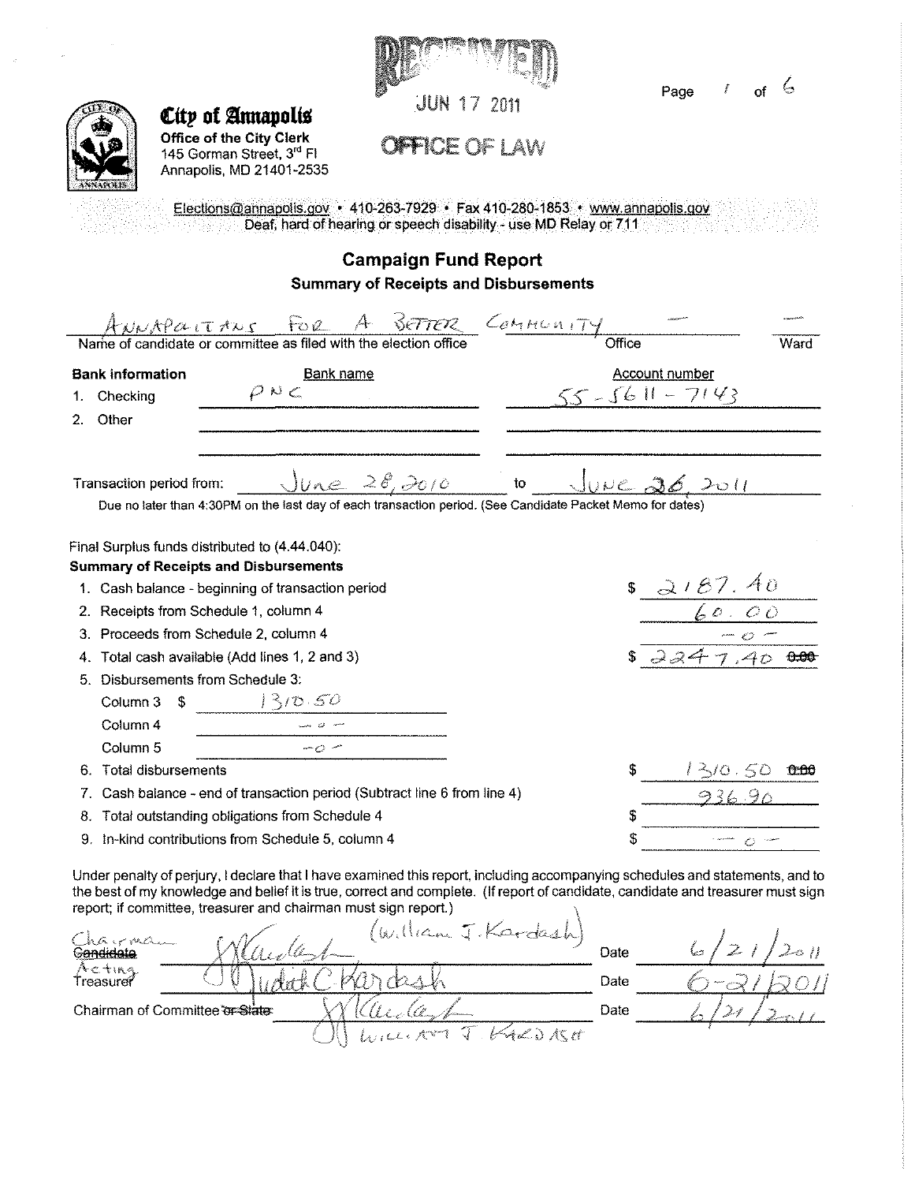RECEIVED
JUN 17 2011
OFFICE OF LAW

**City of Annapolis**
**Office of the City Clerk**
145 Gorman Street, 3rd Fl
Annapolis, MD 21401-2535

Elections@annapolis.gov • 410-263-7929 • Fax 410-280-1853 • www.annapolis.gov
Deaf, hard of hearing or speech disability - use MD Relay or 711

# Campaign Fund Report

## Summary of Receipts and Disbursements

| Name of candidate or committee as filed with the election office | Office | Ward |
|---|---|---|
| ANNAPOLITANS FOR A BETTER COMMUNITY | — | — |

**Bank information**

| | Bank name | Account number |
|---|---|---|
| 1. Checking | PNC | 55-5611-7143 |
| 2. Other | | |

Transaction period from: June 28, 2010 to June 26, 2011

Due no later than 4:30PM on the last day of each transaction period. (See Candidate Packet Memo for dates)

Final Surplus funds distributed to (4.44.040):

**Summary of Receipts and Disbursements**

| | |
|---|---|
| 1. Cash balance - beginning of transaction period | $ 2187.40 |
| 2. Receipts from Schedule 1, column 4 | 60.00 |
| 3. Proceeds from Schedule 2, column 4 | -0- |
| 4. Total cash available (Add lines 1, 2 and 3) | $ 2247.40 ~~0.00~~ |
| 5. Disbursements from Schedule 3: | |
| Column 3 $ 1310.50 | |
| Column 4 -0- | |
| Column 5 -0- | |
| 6. Total disbursements | $ 1310.50 ~~0.00~~ |
| 7. Cash balance - end of transaction period (Subtract line 6 from line 4) | 936.90 |
| 8. Total outstanding obligations from Schedule 4 | $ |
| 9. In-kind contributions from Schedule 5, column 4 | $ -0- |

Under penalty of perjury, I declare that I have examined this report, including accompanying schedules and statements, and to the best of my knowledge and belief it is true, correct and complete. (If report of candidate, candidate and treasurer must sign report; if committee, treasurer and chairman must sign report.)

| | | | |
|---|---|---|---|
| Chairman ~~Candidate~~ | (William J. Kardash) [signature] | Date | 6/21/2011 |
| Acting Treasurer | Judith C Kardash | Date | 6-21/2011 |
| Chairman of Committee ~~or Slate~~ | [signature] William J. Kardash | Date | 6/21/2011 |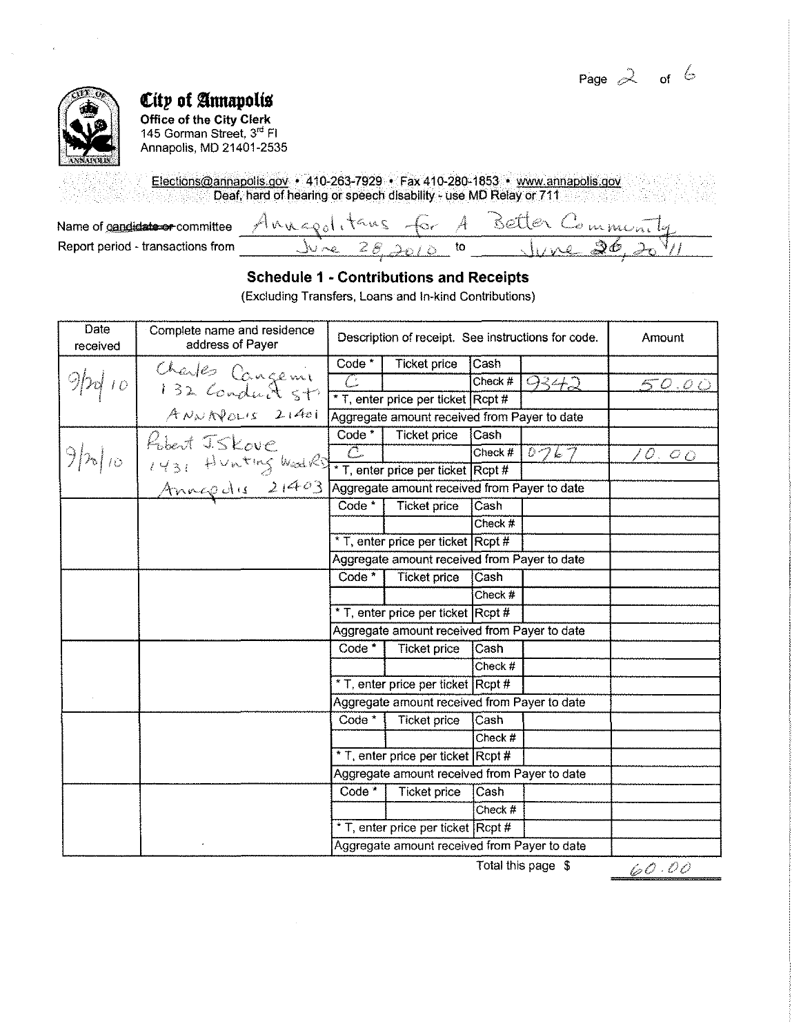**City of Annapolis**
**Office of the City Clerk**
145 Gorman Street, 3rd Fl
Annapolis, MD 21401-2535

Elections@annapolis.gov • 410-263-7929 • Fax 410-280-1853 • www.annapolis.gov
Deaf, hard of hearing or speech disability - use MD Relay or 711

Name of ~~candidate or~~ committee: Annapolitans for A Better Community
Report period - transactions from: June 28, 2010 to June 26, 2011

## Schedule 1 - Contributions and Receipts

(Excluding Transfers, Loans and In-kind Contributions)

| Date received | Complete name and residence address of Payer | Description of receipt. See instructions for code. | | | | Amount |
|---|---|---|---|---|---|---|
| 9/20/10 | Charles Cangemi<br>132 Conduit St.<br>ANNAPOLIS 21401 | Code * | Ticket price | Cash | | |
| | | C | | Check # | 9342 | 50.00 |
| | | * T, enter price per ticket | | Rcpt # | | |
| | | Aggregate amount received from Payer to date | | | | |
| 9/20/10 | Robert J.Skove<br>1431 Hunting Wood Rd<br>Annapolis 21403 | Code * | Ticket price | Cash | | |
| | | C | | Check # | 0767 | 10.00 |
| | | * T, enter price per ticket | | Rcpt # | | |
| | | Aggregate amount received from Payer to date | | | | |
| | | Code * | Ticket price | Cash | | |
| | | | | Check # | | |
| | | * T, enter price per ticket | | Rcpt # | | |
| | | Aggregate amount received from Payer to date | | | | |
| | | Code * | Ticket price | Cash | | |
| | | | | Check # | | |
| | | * T, enter price per ticket | | Rcpt # | | |
| | | Aggregate amount received from Payer to date | | | | |
| | | Code * | Ticket price | Cash | | |
| | | | | Check # | | |
| | | * T, enter price per ticket | | Rcpt # | | |
| | | Aggregate amount received from Payer to date | | | | |
| | | Code * | Ticket price | Cash | | |
| | | | | Check # | | |
| | | * T, enter price per ticket | | Rcpt # | | |
| | | Aggregate amount received from Payer to date | | | | |
| | | Code * | Ticket price | Cash | | |
| | | | | Check # | | |
| | | * T, enter price per ticket | | Rcpt # | | |
| | | Aggregate amount received from Payer to date | | | | |

Total this page $ 60.00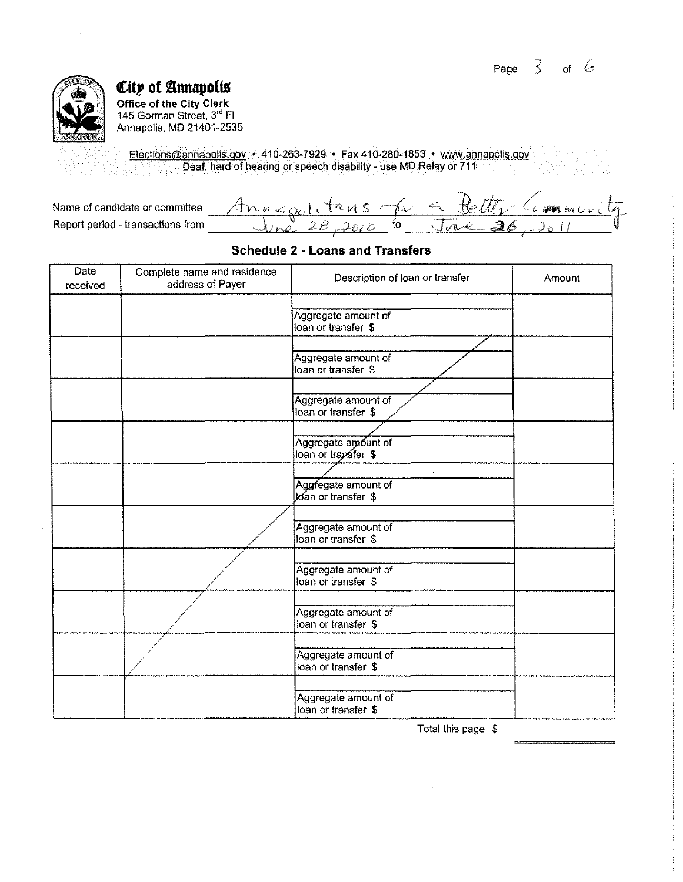# City of Annapolis

**Office of the City Clerk**
145 Gorman Street, 3rd Fl
Annapolis, MD 21401-2535

Elections@annapolis.gov • 410-263-7929 • Fax 410-280-1853 • www.annapolis.gov
Deaf, hard of hearing or speech disability - use MD Relay or 711

Name of candidate or committee: Annapolitans for a Better Community

Report period - transactions from: June 28, 2010 to June 26, 2011

## Schedule 2 - Loans and Transfers

| Date received | Complete name and residence address of Payer | Description of loan or transfer | Amount |
|---|---|---|---|
| | | Aggregate amount of loan or transfer $ | |
| | | Aggregate amount of loan or transfer $ | |
| | | Aggregate amount of loan or transfer $ | |
| | | Aggregate amount of loan or transfer $ | |
| | | Aggregate amount of loan or transfer $ | |
| | | Aggregate amount of loan or transfer $ | |
| | | Aggregate amount of loan or transfer $ | |
| | | Aggregate amount of loan or transfer $ | |
| | | Aggregate amount of loan or transfer $ | |
| | | Aggregate amount of loan or transfer $ | |

Total this page $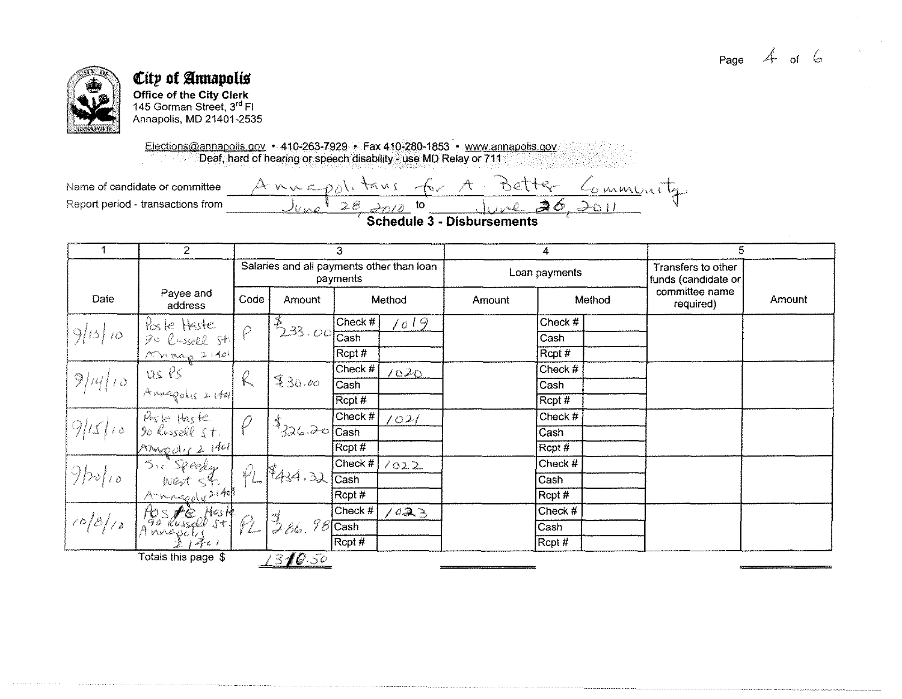**City of Annapolis**
**Office of the City Clerk**
145 Gorman Street, 3rd Fl
Annapolis, MD 21401-2535

Elections@annapolis.gov • 410-263-7929 • Fax 410-280-1853 • www.annapolis.gov
Deaf, hard of hearing or speech disability - use MD Relay or 711

Name of candidate or committee: Annapolitans for A Better Community

Report period - transactions from: June 28, 2010 to June 26, 2011

## Schedule 3 - Disbursements

| 1 | 2 | 3 | | | 4 | | 5 | |
|---|---|---|---|---|---|---|---|---|
| | | Salaries and all payments other than loan payments | | | Loan payments | | Transfers to other funds (candidate or committee name required) | Amount |
| Date | Payee and address | Code | Amount | Method | Amount | Method | | |
| 9/13/10 | Poste Haste 90 Russell St. Annap 21401 | P | $233.00 | Check # 1019 | | Check # | | |
| 9/14/10 | US PS Annapolis 21401 | R | $30.00 | Check # 1020 | | Check # | | |
| 9/15/10 | Poste Haste 90 Russell St. Annapolis 21401 | P | $326.20 | Check # 1021 | | Check # | | |
| 9/20/10 | Sir Speedy West St. Annapolis 21401 | PL | $434.32 | Check # 1022 | | Check # | | |
| 10/8/10 | Poste Haste 90 Russell St. Annapolis 21401 | PL | $286.98 | Check # 1023 | | Check # | | |

Totals this page $ 1310.50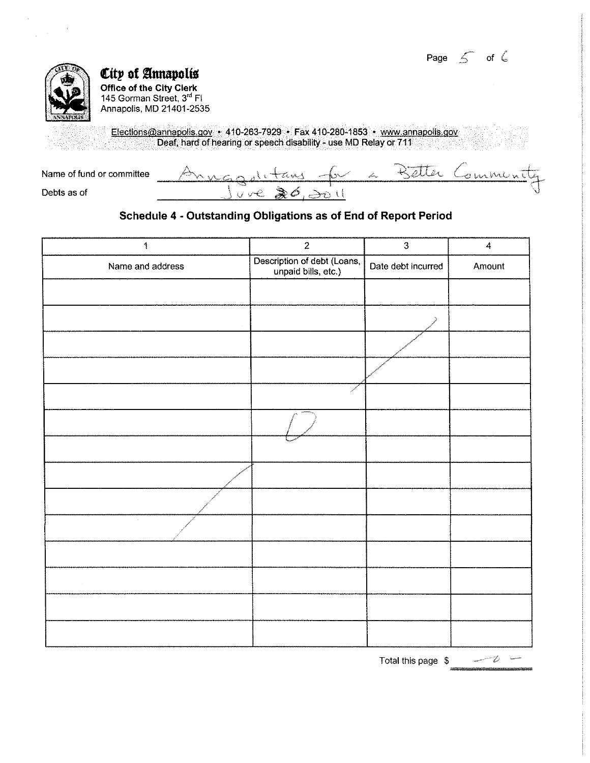**City of Annapolis**
**Office of the City Clerk**
145 Gorman Street, 3rd Fl
Annapolis, MD 21401-2535

Elections@annapolis.gov • 410-263-7929 • Fax 410-280-1853 • www.annapolis.gov
Deaf, hard of hearing or speech disability - use MD Relay or 711

Name of fund or committee: Annapolitans for a Better Community

Debts as of: June 26, 2011

## Schedule 4 - Outstanding Obligations as of End of Report Period

| 1 | 2 | 3 | 4 |
|---|---|---|---|
| Name and address | Description of debt (Loans, unpaid bills, etc.) | Date debt incurred | Amount |
| | | | |
| | | | |
| | | | |
| | | | |
| | | | |
| | 0 | | |
| | | | |
| | | | |
| | | | |
| | | | |
| | | | |
| | | | |
| | | | |
| | | | |

Total this page $ -0-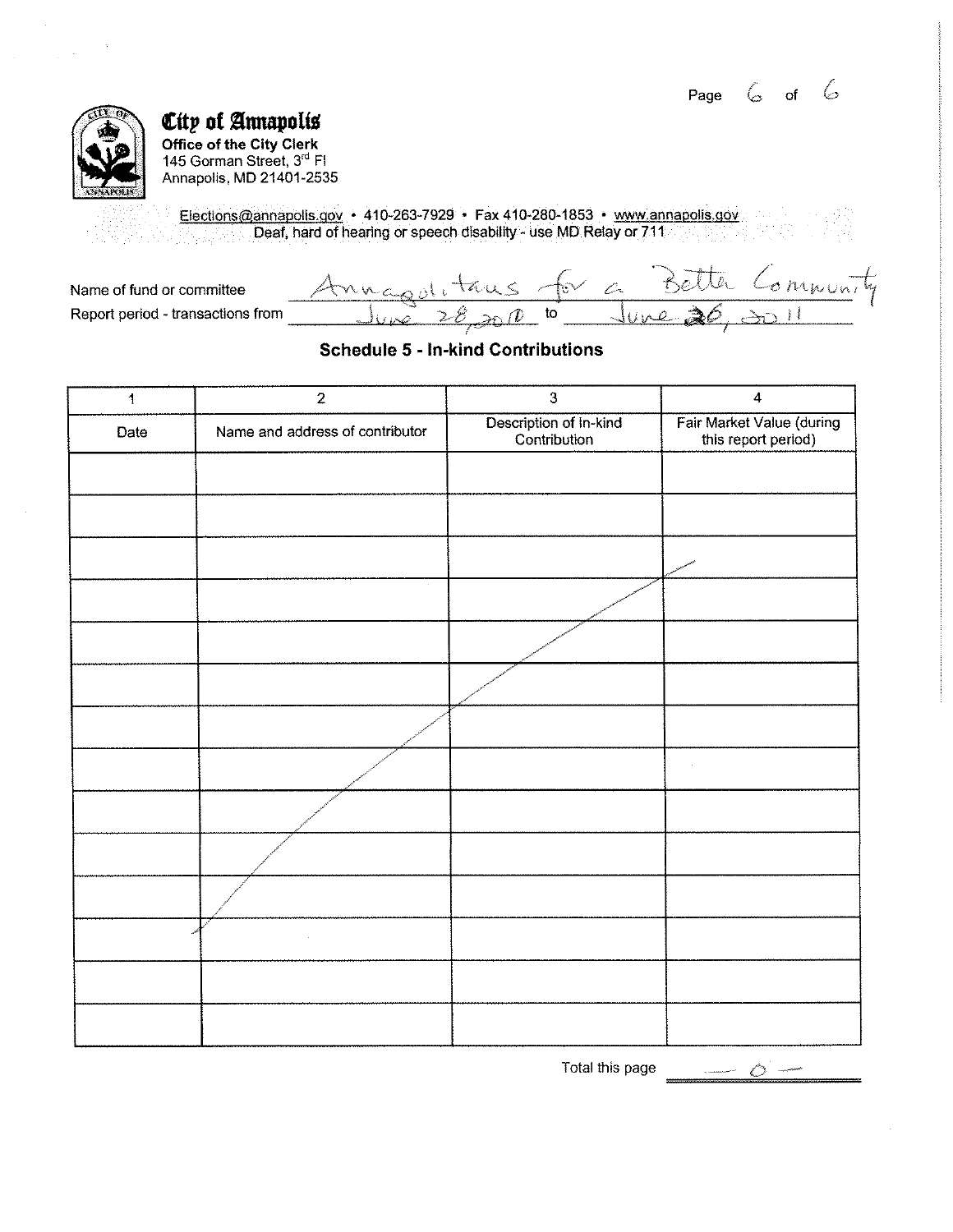**City of Annapolis**
**Office of the City Clerk**
145 Gorman Street, 3rd Fl
Annapolis, MD 21401-2535

Elections@annapolis.gov • 410-263-7929 • Fax 410-280-1853 • www.annapolis.gov
Deaf, hard of hearing or speech disability - use MD Relay or 711

Name of fund or committee: Annapolitans for a Better Community

Report period - transactions from: June 28, 2010 to June 26, 2011

## Schedule 5 - In-kind Contributions

| 1 | 2 | 3 | 4 |
|---|---|---|---|
| Date | Name and address of contributor | Description of In-kind Contribution | Fair Market Value (during this report period) |
| | | | |
| | | | |
| | | | |
| | | | |
| | | | |
| | | | |
| | | | |
| | | | |
| | | | |
| | | | |
| | | | |
| | | | |
| | | | |
| | | | |

Total this page: — 0 —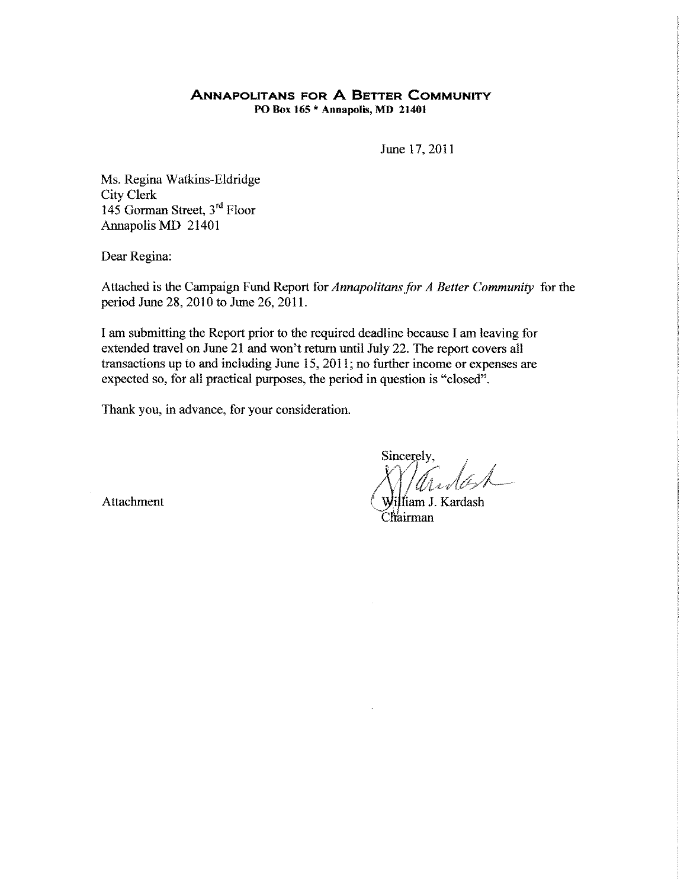**ANNAPOLITANS FOR A BETTER COMMUNITY**
**PO Box 165 * Annapolis, MD 21401**

June 17, 2011

Ms. Regina Watkins-Eldridge
City Clerk
145 Gorman Street, 3rd Floor
Annapolis MD 21401

Dear Regina:

Attached is the Campaign Fund Report for *Annapolitans for A Better Community* for the period June 28, 2010 to June 26, 2011.

I am submitting the Report prior to the required deadline because I am leaving for extended travel on June 21 and won't return until July 22. The report covers all transactions up to and including June 15, 2011; no further income or expenses are expected so, for all practical purposes, the period in question is "closed".

Thank you, in advance, for your consideration.

Sincerely,

William J. Kardash
Chairman

Attachment